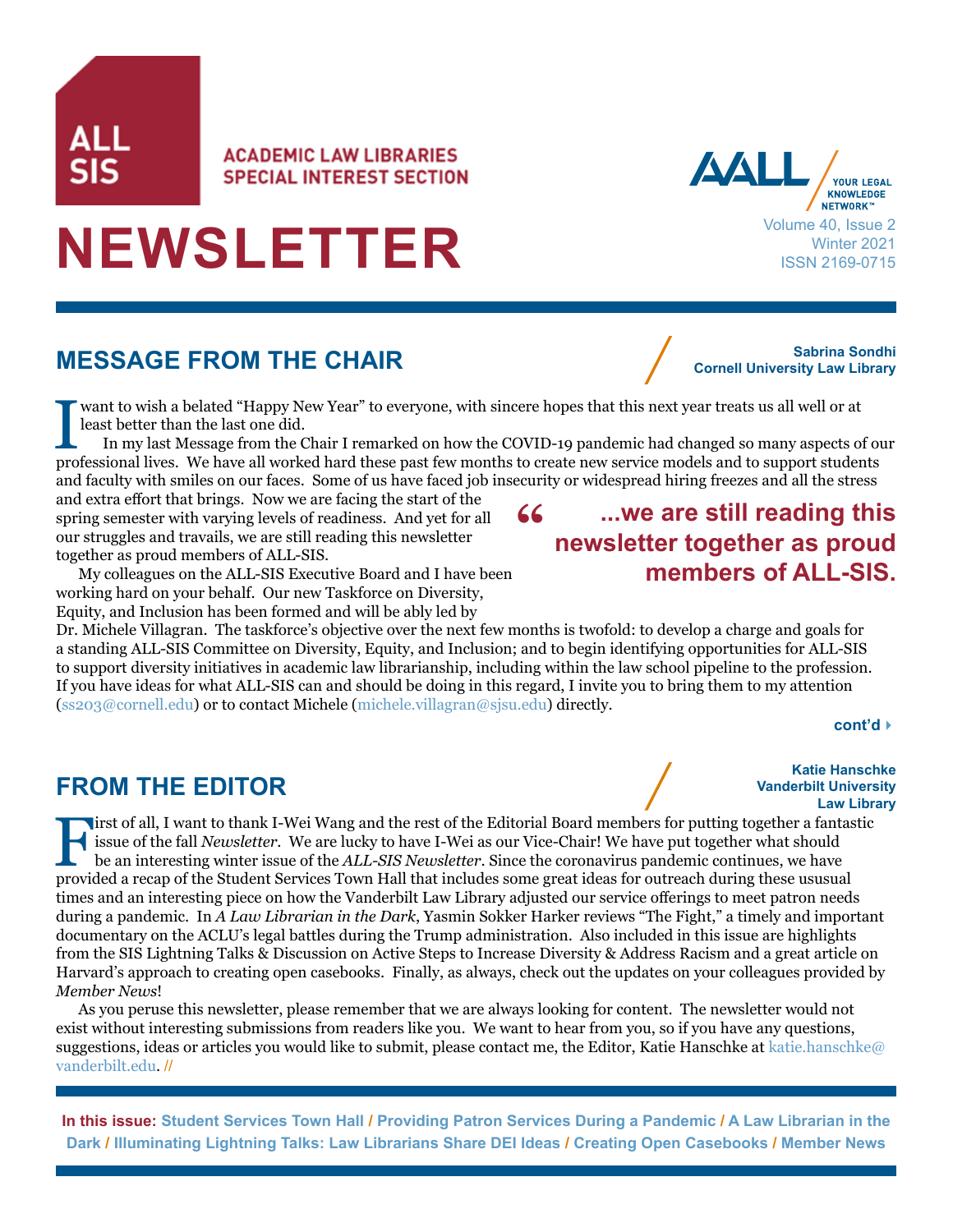ALL SIS

ACADEMIC LAW LIBRARIES SPECIAL INTEREST SECTION

# NEWSLETTER

AALL YOUR LEGAL KNOWLEDGE NETWORK™

Volume 40, Issue 2
Winter 2021
ISSN 2169-0715

## MESSAGE FROM THE CHAIR

**Sabrina Sondhi**
**Cornell University Law Library**

I want to wish a belated "Happy New Year" to everyone, with sincere hopes that this next year treats us all well or at least better than the last one did.

In my last Message from the Chair I remarked on how the COVID-19 pandemic had changed so many aspects of our professional lives. We have all worked hard these past few months to create new service models and to support students and faculty with smiles on our faces. Some of us have faced job insecurity or widespread hiring freezes and all the stress and extra effort that brings. Now we are facing the start of the spring semester with varying levels of readiness. And yet for all our struggles and travails, we are still reading this newsletter together as proud members of ALL-SIS.

> "...we are still reading this newsletter together as proud members of ALL-SIS.

My colleagues on the ALL-SIS Executive Board and I have been working hard on your behalf. Our new Taskforce on Diversity, Equity, and Inclusion has been formed and will be ably led by Dr. Michele Villagran. The taskforce's objective over the next few months is twofold: to develop a charge and goals for a standing ALL-SIS Committee on Diversity, Equity, and Inclusion; and to begin identifying opportunities for ALL-SIS to support diversity initiatives in academic law librarianship, including within the law school pipeline to the profession. If you have ideas for what ALL-SIS can and should be doing in this regard, I invite you to bring them to my attention (ss203@cornell.edu) or to contact Michele (michele.villagran@sjsu.edu) directly.

cont'd

## FROM THE EDITOR

**Katie Hanschke**
**Vanderbilt University Law Library**

First of all, I want to thank I-Wei Wang and the rest of the Editorial Board members for putting together a fantastic issue of the fall *Newsletter*. We are lucky to have I-Wei as our Vice-Chair! We have put together what should be an interesting winter issue of the *ALL-SIS Newsletter*. Since the coronavirus pandemic continues, we have provided a recap of the Student Services Town Hall that includes some great ideas for outreach during these ususual times and an interesting piece on how the Vanderbilt Law Library adjusted our service offerings to meet patron needs during a pandemic. In *A Law Librarian in the Dark*, Yasmin Sokker Harker reviews "The Fight," a timely and important documentary on the ACLU's legal battles during the Trump administration. Also included in this issue are highlights from the SIS Lightning Talks & Discussion on Active Steps to Increase Diversity & Address Racism and a great article on Harvard's approach to creating open casebooks. Finally, as always, check out the updates on your colleagues provided by *Member News*!

As you peruse this newsletter, please remember that we are always looking for content. The newsletter would not exist without interesting submissions from readers like you. We want to hear from you, so if you have any questions, suggestions, ideas or articles you would like to submit, please contact me, the Editor, Katie Hanschke at katie.hanschke@vanderbilt.edu. //

**In this issue:** Student Services Town Hall / Providing Patron Services During a Pandemic / A Law Librarian in the Dark / Illuminating Lightning Talks: Law Librarians Share DEI Ideas / Creating Open Casebooks / Member News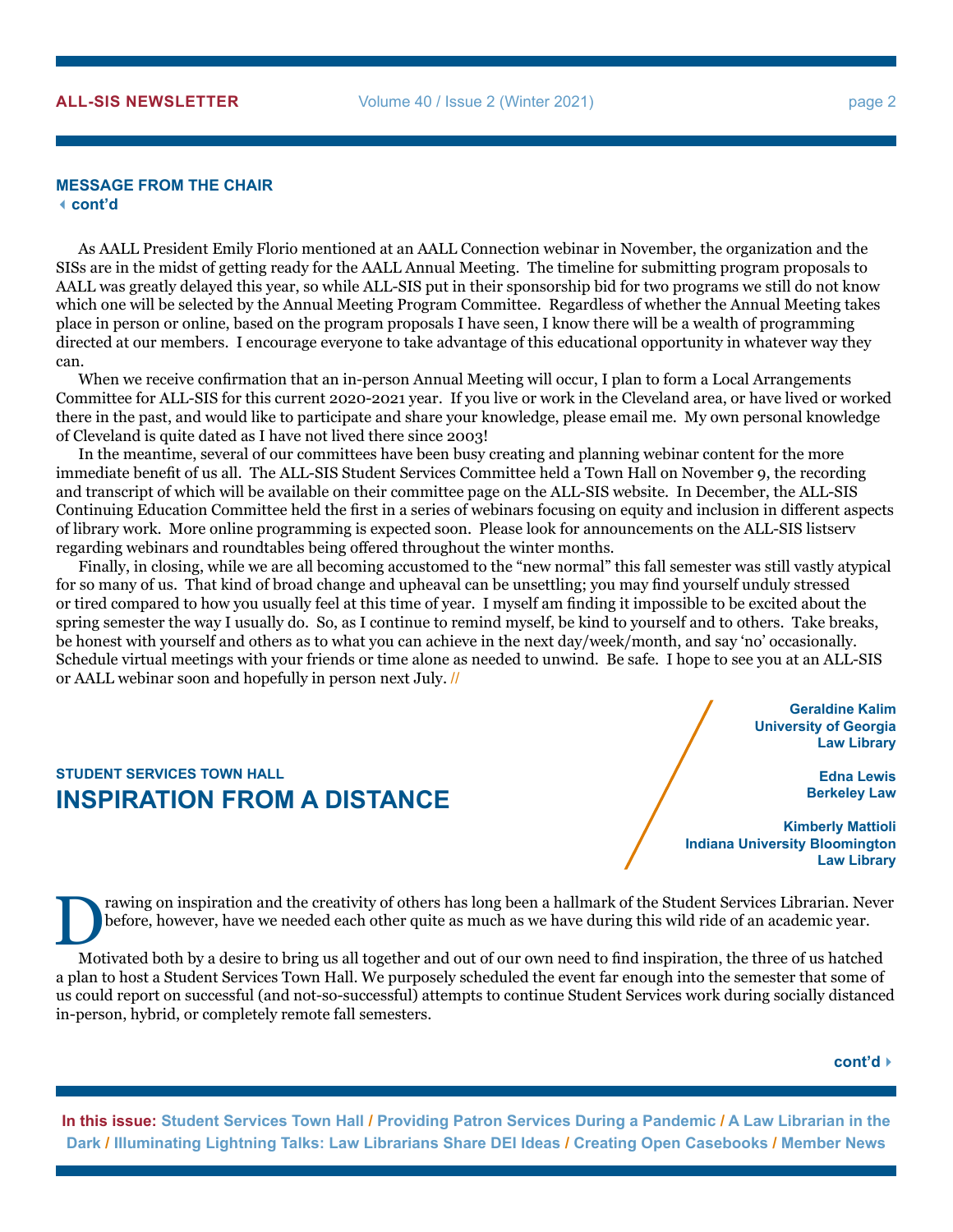## MESSAGE FROM THE CHAIR

◂ cont'd

As AALL President Emily Florio mentioned at an AALL Connection webinar in November, the organization and the SISs are in the midst of getting ready for the AALL Annual Meeting. The timeline for submitting program proposals to AALL was greatly delayed this year, so while ALL-SIS put in their sponsorship bid for two programs we still do not know which one will be selected by the Annual Meeting Program Committee. Regardless of whether the Annual Meeting takes place in person or online, based on the program proposals I have seen, I know there will be a wealth of programming directed at our members. I encourage everyone to take advantage of this educational opportunity in whatever way they can.

When we receive confirmation that an in-person Annual Meeting will occur, I plan to form a Local Arrangements Committee for ALL-SIS for this current 2020-2021 year. If you live or work in the Cleveland area, or have lived or worked there in the past, and would like to participate and share your knowledge, please email me. My own personal knowledge of Cleveland is quite dated as I have not lived there since 2003!

In the meantime, several of our committees have been busy creating and planning webinar content for the more immediate benefit of us all. The ALL-SIS Student Services Committee held a Town Hall on November 9, the recording and transcript of which will be available on their committee page on the ALL-SIS website. In December, the ALL-SIS Continuing Education Committee held the first in a series of webinars focusing on equity and inclusion in different aspects of library work. More online programming is expected soon. Please look for announcements on the ALL-SIS listserv regarding webinars and roundtables being offered throughout the winter months.

Finally, in closing, while we are all becoming accustomed to the "new normal" this fall semester was still vastly atypical for so many of us. That kind of broad change and upheaval can be unsettling; you may find yourself unduly stressed or tired compared to how you usually feel at this time of year. I myself am finding it impossible to be excited about the spring semester the way I usually do. So, as I continue to remind myself, be kind to yourself and to others. Take breaks, be honest with yourself and others as to what you can achieve in the next day/week/month, and say 'no' occasionally. Schedule virtual meetings with your friends or time alone as needed to unwind. Be safe. I hope to see you at an ALL-SIS or AALL webinar soon and hopefully in person next July. //

### STUDENT SERVICES TOWN HALL

## INSPIRATION FROM A DISTANCE

**Geraldine Kalim**
**University of Georgia Law Library**

**Edna Lewis**
**Berkeley Law**

**Kimberly Mattioli**
**Indiana University Bloomington Law Library**

Drawing on inspiration and the creativity of others has long been a hallmark of the Student Services Librarian. Never before, however, have we needed each other quite as much as we have during this wild ride of an academic year.

Motivated both by a desire to bring us all together and out of our own need to find inspiration, the three of us hatched a plan to host a Student Services Town Hall. We purposely scheduled the event far enough into the semester that some of us could report on successful (and not-so-successful) attempts to continue Student Services work during socially distanced in-person, hybrid, or completely remote fall semesters.

cont'd ▸

**In this issue:** Student Services Town Hall / Providing Patron Services During a Pandemic / A Law Librarian in the Dark / Illuminating Lightning Talks: Law Librarians Share DEI Ideas / Creating Open Casebooks / Member News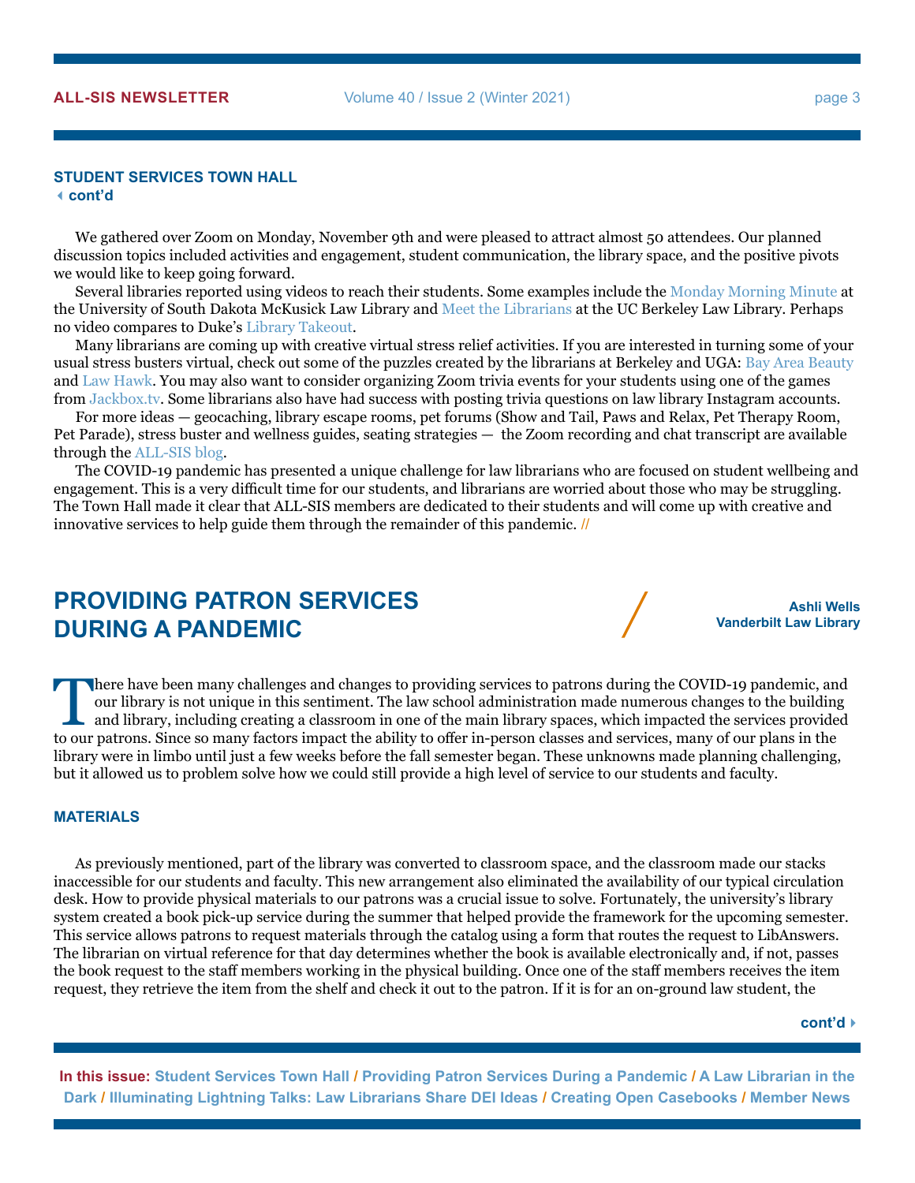### STUDENT SERVICES TOWN HALL
**cont'd**

We gathered over Zoom on Monday, November 9th and were pleased to attract almost 50 attendees. Our planned discussion topics included activities and engagement, student communication, the library space, and the positive pivots we would like to keep going forward.

Several libraries reported using videos to reach their students. Some examples include the Monday Morning Minute at the University of South Dakota McKusick Law Library and Meet the Librarians at the UC Berkeley Law Library. Perhaps no video compares to Duke's Library Takeout.

Many librarians are coming up with creative virtual stress relief activities. If you are interested in turning some of your usual stress busters virtual, check out some of the puzzles created by the librarians at Berkeley and UGA: Bay Area Beauty and Law Hawk. You may also want to consider organizing Zoom trivia events for your students using one of the games from Jackbox.tv. Some librarians also have had success with posting trivia questions on law library Instagram accounts.

For more ideas — geocaching, library escape rooms, pet forums (Show and Tail, Paws and Relax, Pet Therapy Room, Pet Parade), stress buster and wellness guides, seating strategies — the Zoom recording and chat transcript are available through the ALL-SIS blog.

The COVID-19 pandemic has presented a unique challenge for law librarians who are focused on student wellbeing and engagement. This is a very difficult time for our students, and librarians are worried about those who may be struggling. The Town Hall made it clear that ALL-SIS members are dedicated to their students and will come up with creative and innovative services to help guide them through the remainder of this pandemic. //

# PROVIDING PATRON SERVICES DURING A PANDEMIC

**Ashli Wells**
**Vanderbilt Law Library**

There have been many challenges and changes to providing services to patrons during the COVID-19 pandemic, and our library is not unique in this sentiment. The law school administration made numerous changes to the building and library, including creating a classroom in one of the main library spaces, which impacted the services provided to our patrons. Since so many factors impact the ability to offer in-person classes and services, many of our plans in the library were in limbo until just a few weeks before the fall semester began. These unknowns made planning challenging, but it allowed us to problem solve how we could still provide a high level of service to our students and faculty.

### MATERIALS

As previously mentioned, part of the library was converted to classroom space, and the classroom made our stacks inaccessible for our students and faculty. This new arrangement also eliminated the availability of our typical circulation desk. How to provide physical materials to our patrons was a crucial issue to solve. Fortunately, the university's library system created a book pick-up service during the summer that helped provide the framework for the upcoming semester. This service allows patrons to request materials through the catalog using a form that routes the request to LibAnswers. The librarian on virtual reference for that day determines whether the book is available electronically and, if not, passes the book request to the staff members working in the physical building. Once one of the staff members receives the item request, they retrieve the item from the shelf and check it out to the patron. If it is for an on-ground law student, the

**cont'd**

In this issue: Student Services Town Hall / Providing Patron Services During a Pandemic / A Law Librarian in the Dark / Illuminating Lightning Talks: Law Librarians Share DEI Ideas / Creating Open Casebooks / Member News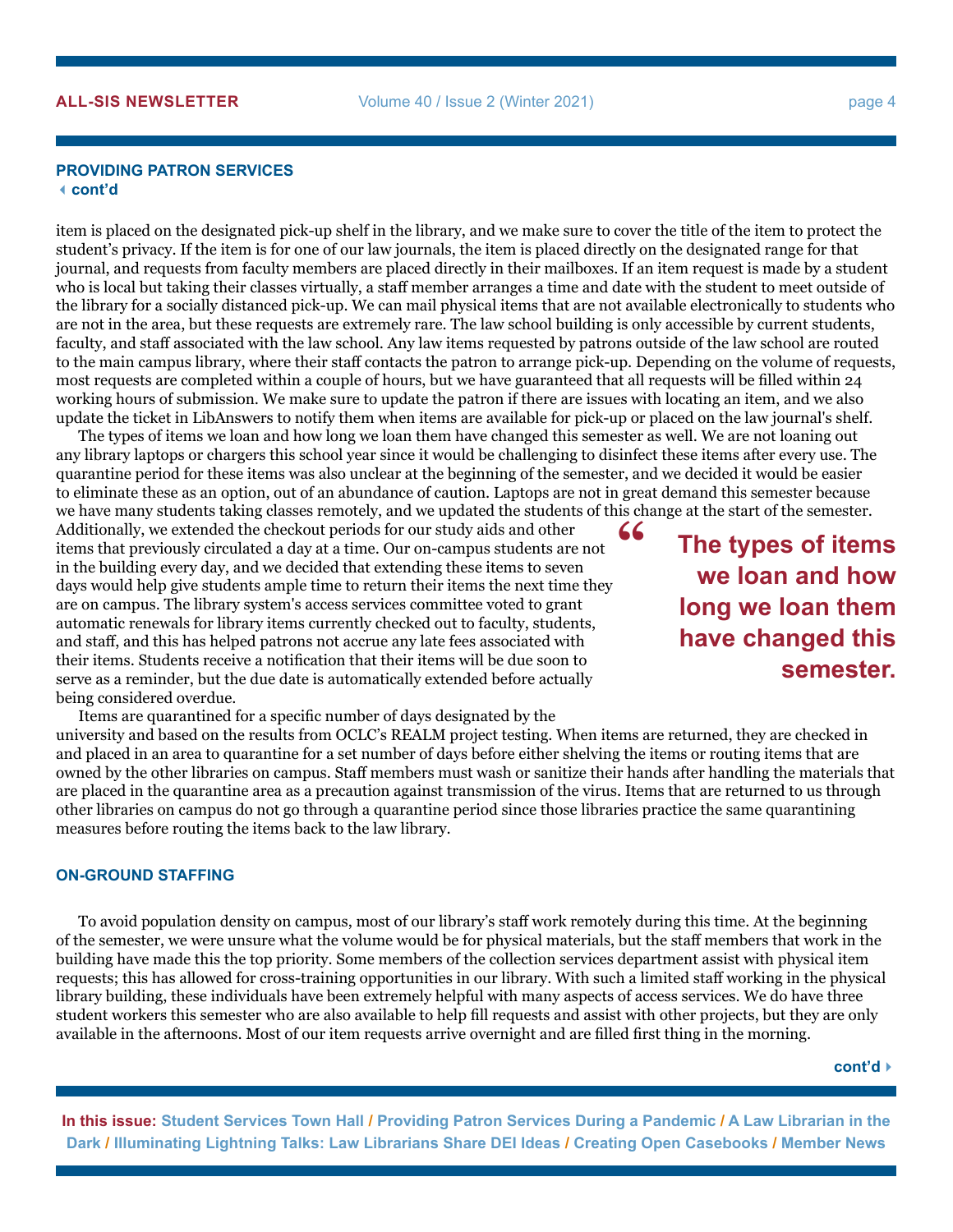## PROVIDING PATRON SERVICES

cont'd

item is placed on the designated pick-up shelf in the library, and we make sure to cover the title of the item to protect the student's privacy. If the item is for one of our law journals, the item is placed directly on the designated range for that journal, and requests from faculty members are placed directly in their mailboxes. If an item request is made by a student who is local but taking their classes virtually, a staff member arranges a time and date with the student to meet outside of the library for a socially distanced pick-up. We can mail physical items that are not available electronically to students who are not in the area, but these requests are extremely rare. The law school building is only accessible by current students, faculty, and staff associated with the law school. Any law items requested by patrons outside of the law school are routed to the main campus library, where their staff contacts the patron to arrange pick-up. Depending on the volume of requests, most requests are completed within a couple of hours, but we have guaranteed that all requests will be filled within 24 working hours of submission. We make sure to update the patron if there are issues with locating an item, and we also update the ticket in LibAnswers to notify them when items are available for pick-up or placed on the law journal's shelf.

The types of items we loan and how long we loan them have changed this semester as well. We are not loaning out any library laptops or chargers this school year since it would be challenging to disinfect these items after every use. The quarantine period for these items was also unclear at the beginning of the semester, and we decided it would be easier to eliminate these as an option, out of an abundance of caution. Laptops are not in great demand this semester because we have many students taking classes remotely, and we updated the students of this change at the start of the semester. Additionally, we extended the checkout periods for our study aids and other items that previously circulated a day at a time. Our on-campus students are not in the building every day, and we decided that extending these items to seven days would help give students ample time to return their items the next time they are on campus. The library system's access services committee voted to grant automatic renewals for library items currently checked out to faculty, students, and staff, and this has helped patrons not accrue any late fees associated with their items. Students receive a notification that their items will be due soon to serve as a reminder, but the due date is automatically extended before actually being considered overdue.

> **"The types of items we loan and how long we loan them have changed this semester.**

Items are quarantined for a specific number of days designated by the university and based on the results from OCLC's REALM project testing. When items are returned, they are checked in and placed in an area to quarantine for a set number of days before either shelving the items or routing items that are owned by the other libraries on campus. Staff members must wash or sanitize their hands after handling the materials that are placed in the quarantine area as a precaution against transmission of the virus. Items that are returned to us through other libraries on campus do not go through a quarantine period since those libraries practice the same quarantining measures before routing the items back to the law library.

## ON-GROUND STAFFING

To avoid population density on campus, most of our library's staff work remotely during this time. At the beginning of the semester, we were unsure what the volume would be for physical materials, but the staff members that work in the building have made this the top priority. Some members of the collection services department assist with physical item requests; this has allowed for cross-training opportunities in our library. With such a limited staff working in the physical library building, these individuals have been extremely helpful with many aspects of access services. We do have three student workers this semester who are also available to help fill requests and assist with other projects, but they are only available in the afternoons. Most of our item requests arrive overnight and are filled first thing in the morning.

cont'd

**In this issue:** Student Services Town Hall / Providing Patron Services During a Pandemic / A Law Librarian in the Dark / Illuminating Lightning Talks: Law Librarians Share DEI Ideas / Creating Open Casebooks / Member News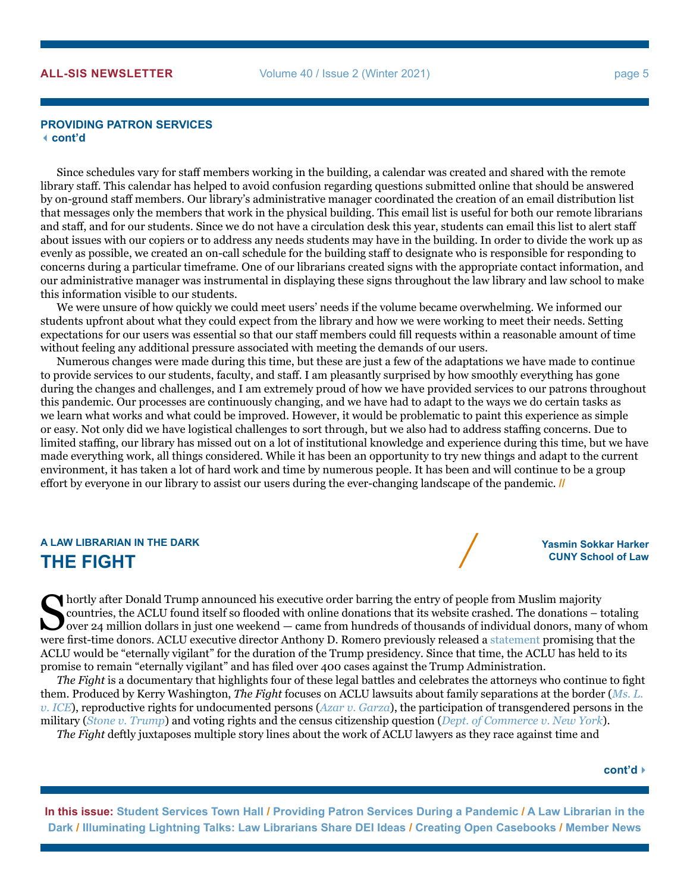### PROVIDING PATRON SERVICES
◂ cont'd

Since schedules vary for staff members working in the building, a calendar was created and shared with the remote library staff. This calendar has helped to avoid confusion regarding questions submitted online that should be answered by on-ground staff members. Our library's administrative manager coordinated the creation of an email distribution list that messages only the members that work in the physical building. This email list is useful for both our remote librarians and staff, and for our students. Since we do not have a circulation desk this year, students can email this list to alert staff about issues with our copiers or to address any needs students may have in the building. In order to divide the work up as evenly as possible, we created an on-call schedule for the building staff to designate who is responsible for responding to concerns during a particular timeframe. One of our librarians created signs with the appropriate contact information, and our administrative manager was instrumental in displaying these signs throughout the law library and law school to make this information visible to our students.

We were unsure of how quickly we could meet users' needs if the volume became overwhelming. We informed our students upfront about what they could expect from the library and how we were working to meet their needs. Setting expectations for our users was essential so that our staff members could fill requests within a reasonable amount of time without feeling any additional pressure associated with meeting the demands of our users.

Numerous changes were made during this time, but these are just a few of the adaptations we have made to continue to provide services to our students, faculty, and staff. I am pleasantly surprised by how smoothly everything has gone during the changes and challenges, and I am extremely proud of how we have provided services to our patrons throughout this pandemic. Our processes are continuously changing, and we have had to adapt to the ways we do certain tasks as we learn what works and what could be improved. However, it would be problematic to paint this experience as simple or easy. Not only did we have logistical challenges to sort through, but we also had to address staffing concerns. Due to limited staffing, our library has missed out on a lot of institutional knowledge and experience during this time, but we have made everything work, all things considered. While it has been an opportunity to try new things and adapt to the current environment, it has taken a lot of hard work and time by numerous people. It has been and will continue to be a group effort by everyone in our library to assist our users during the ever-changing landscape of the pandemic. //

A LAW LIBRARIAN IN THE DARK

## THE FIGHT

**Yasmin Sokkar Harker**
**CUNY School of Law**

Shortly after Donald Trump announced his executive order barring the entry of people from Muslim majority countries, the ACLU found itself so flooded with online donations that its website crashed. The donations – totaling over 24 million dollars in just one weekend — came from hundreds of thousands of individual donors, many of whom were first-time donors. ACLU executive director Anthony D. Romero previously released a statement promising that the ACLU would be "eternally vigilant" for the duration of the Trump presidency. Since that time, the ACLU has held to its promise to remain "eternally vigilant" and has filed over 400 cases against the Trump Administration.

*The Fight* is a documentary that highlights four of these legal battles and celebrates the attorneys who continue to fight them. Produced by Kerry Washington, *The Fight* focuses on ACLU lawsuits about family separations at the border (*Ms. L. v. ICE*), reproductive rights for undocumented persons (*Azar v. Garza*), the participation of transgendered persons in the military (*Stone v. Trump*) and voting rights and the census citizenship question (*Dept. of Commerce v. New York*).

*The Fight* deftly juxtaposes multiple story lines about the work of ACLU lawyers as they race against time and

cont'd ▸

In this issue: Student Services Town Hall / Providing Patron Services During a Pandemic / A Law Librarian in the Dark / Illuminating Lightning Talks: Law Librarians Share DEI Ideas / Creating Open Casebooks / Member News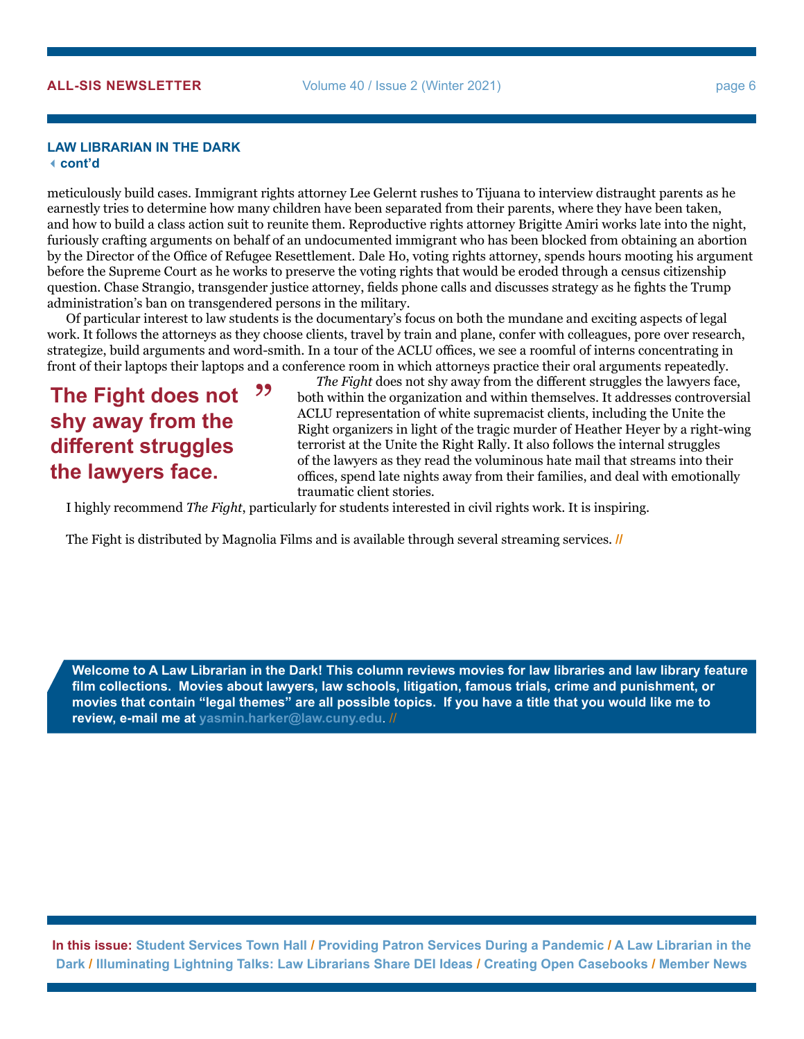### LAW LIBRARIAN IN THE DARK

cont'd

meticulously build cases. Immigrant rights attorney Lee Gelernt rushes to Tijuana to interview distraught parents as he earnestly tries to determine how many children have been separated from their parents, where they have been taken, and how to build a class action suit to reunite them. Reproductive rights attorney Brigitte Amiri works late into the night, furiously crafting arguments on behalf of an undocumented immigrant who has been blocked from obtaining an abortion by the Director of the Office of Refugee Resettlement. Dale Ho, voting rights attorney, spends hours mooting his argument before the Supreme Court as he works to preserve the voting rights that would be eroded through a census citizenship question. Chase Strangio, transgender justice attorney, fields phone calls and discusses strategy as he fights the Trump administration's ban on transgendered persons in the military.

Of particular interest to law students is the documentary's focus on both the mundane and exciting aspects of legal work. It follows the attorneys as they choose clients, travel by train and plane, confer with colleagues, pore over research, strategize, build arguments and word-smith. In a tour of the ACLU offices, we see a roomful of interns concentrating in front of their laptops their laptops and a conference room in which attorneys practice their oral arguments repeatedly.

> **The Fight does not shy away from the different struggles the lawyers face.**

*The Fight* does not shy away from the different struggles the lawyers face, both within the organization and within themselves. It addresses controversial ACLU representation of white supremacist clients, including the Unite the Right organizers in light of the tragic murder of Heather Heyer by a right-wing terrorist at the Unite the Right Rally. It also follows the internal struggles of the lawyers as they read the voluminous hate mail that streams into their offices, spend late nights away from their families, and deal with emotionally traumatic client stories.

I highly recommend *The Fight*, particularly for students interested in civil rights work. It is inspiring.

The Fight is distributed by Magnolia Films and is available through several streaming services. //

**Welcome to A Law Librarian in the Dark! This column reviews movies for law libraries and law library feature film collections. Movies about lawyers, law schools, litigation, famous trials, crime and punishment, or movies that contain "legal themes" are all possible topics. If you have a title that you would like me to review, e-mail me at yasmin.harker@law.cuny.edu. //**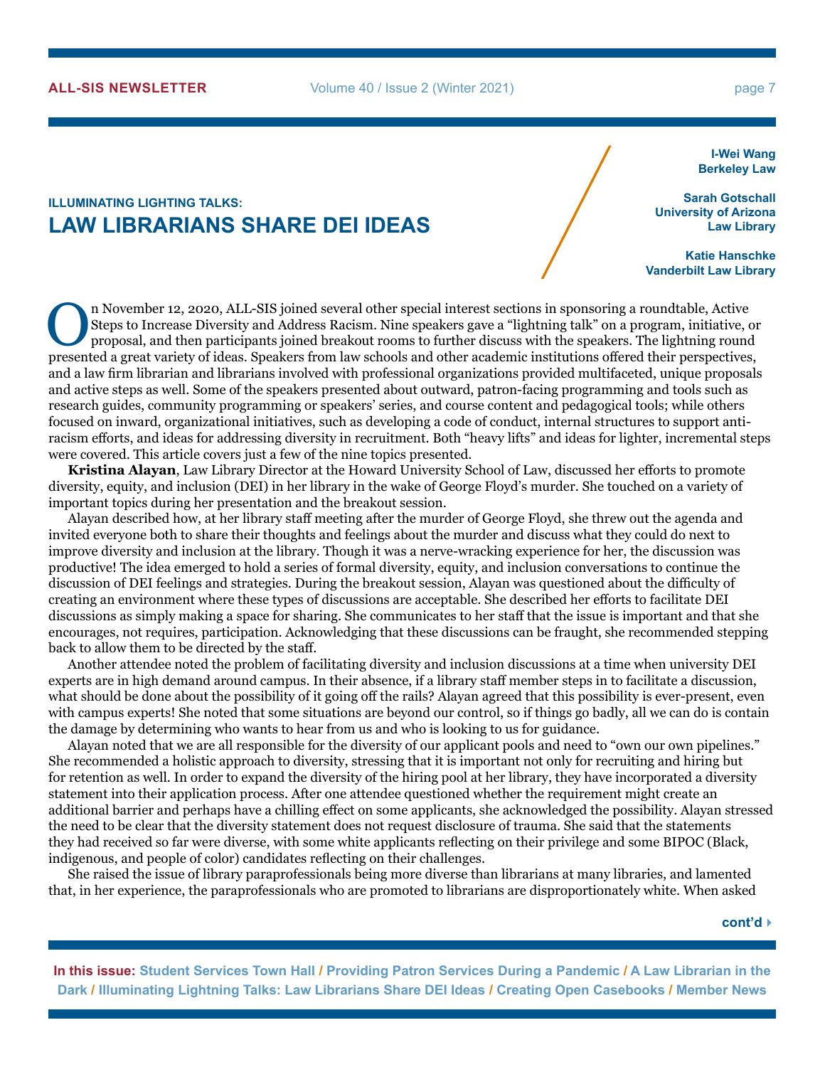### ILLUMINATING LIGHTING TALKS:

# LAW LIBRARIANS SHARE DEI IDEAS

**I-Wei Wang**
**Berkeley Law**

**Sarah Gotschall**
**University of Arizona Law Library**

**Katie Hanschke**
**Vanderbilt Law Library**

On November 12, 2020, ALL-SIS joined several other special interest sections in sponsoring a roundtable, Active Steps to Increase Diversity and Address Racism. Nine speakers gave a "lightning talk" on a program, initiative, or proposal, and then participants joined breakout rooms to further discuss with the speakers. The lightning round presented a great variety of ideas. Speakers from law schools and other academic institutions offered their perspectives, and a law firm librarian and librarians involved with professional organizations provided multifaceted, unique proposals and active steps as well. Some of the speakers presented about outward, patron-facing programming and tools such as research guides, community programming or speakers' series, and course content and pedagogical tools; while others focused on inward, organizational initiatives, such as developing a code of conduct, internal structures to support anti-racism efforts, and ideas for addressing diversity in recruitment. Both "heavy lifts" and ideas for lighter, incremental steps were covered. This article covers just a few of the nine topics presented.

**Kristina Alayan**, Law Library Director at the Howard University School of Law, discussed her efforts to promote diversity, equity, and inclusion (DEI) in her library in the wake of George Floyd's murder. She touched on a variety of important topics during her presentation and the breakout session.

Alayan described how, at her library staff meeting after the murder of George Floyd, she threw out the agenda and invited everyone both to share their thoughts and feelings about the murder and discuss what they could do next to improve diversity and inclusion at the library. Though it was a nerve-wracking experience for her, the discussion was productive! The idea emerged to hold a series of formal diversity, equity, and inclusion conversations to continue the discussion of DEI feelings and strategies. During the breakout session, Alayan was questioned about the difficulty of creating an environment where these types of discussions are acceptable. She described her efforts to facilitate DEI discussions as simply making a space for sharing. She communicates to her staff that the issue is important and that she encourages, not requires, participation. Acknowledging that these discussions can be fraught, she recommended stepping back to allow them to be directed by the staff.

Another attendee noted the problem of facilitating diversity and inclusion discussions at a time when university DEI experts are in high demand around campus. In their absence, if a library staff member steps in to facilitate a discussion, what should be done about the possibility of it going off the rails? Alayan agreed that this possibility is ever-present, even with campus experts! She noted that some situations are beyond our control, so if things go badly, all we can do is contain the damage by determining who wants to hear from us and who is looking to us for guidance.

Alayan noted that we are all responsible for the diversity of our applicant pools and need to "own our own pipelines." She recommended a holistic approach to diversity, stressing that it is important not only for recruiting and hiring but for retention as well. In order to expand the diversity of the hiring pool at her library, they have incorporated a diversity statement into their application process. After one attendee questioned whether the requirement might create an additional barrier and perhaps have a chilling effect on some applicants, she acknowledged the possibility. Alayan stressed the need to be clear that the diversity statement does not request disclosure of trauma. She said that the statements they had received so far were diverse, with some white applicants reflecting on their privilege and some BIPOC (Black, indigenous, and people of color) candidates reflecting on their challenges.

She raised the issue of library paraprofessionals being more diverse than librarians at many libraries, and lamented that, in her experience, the paraprofessionals who are promoted to librarians are disproportionately white. When asked

cont'd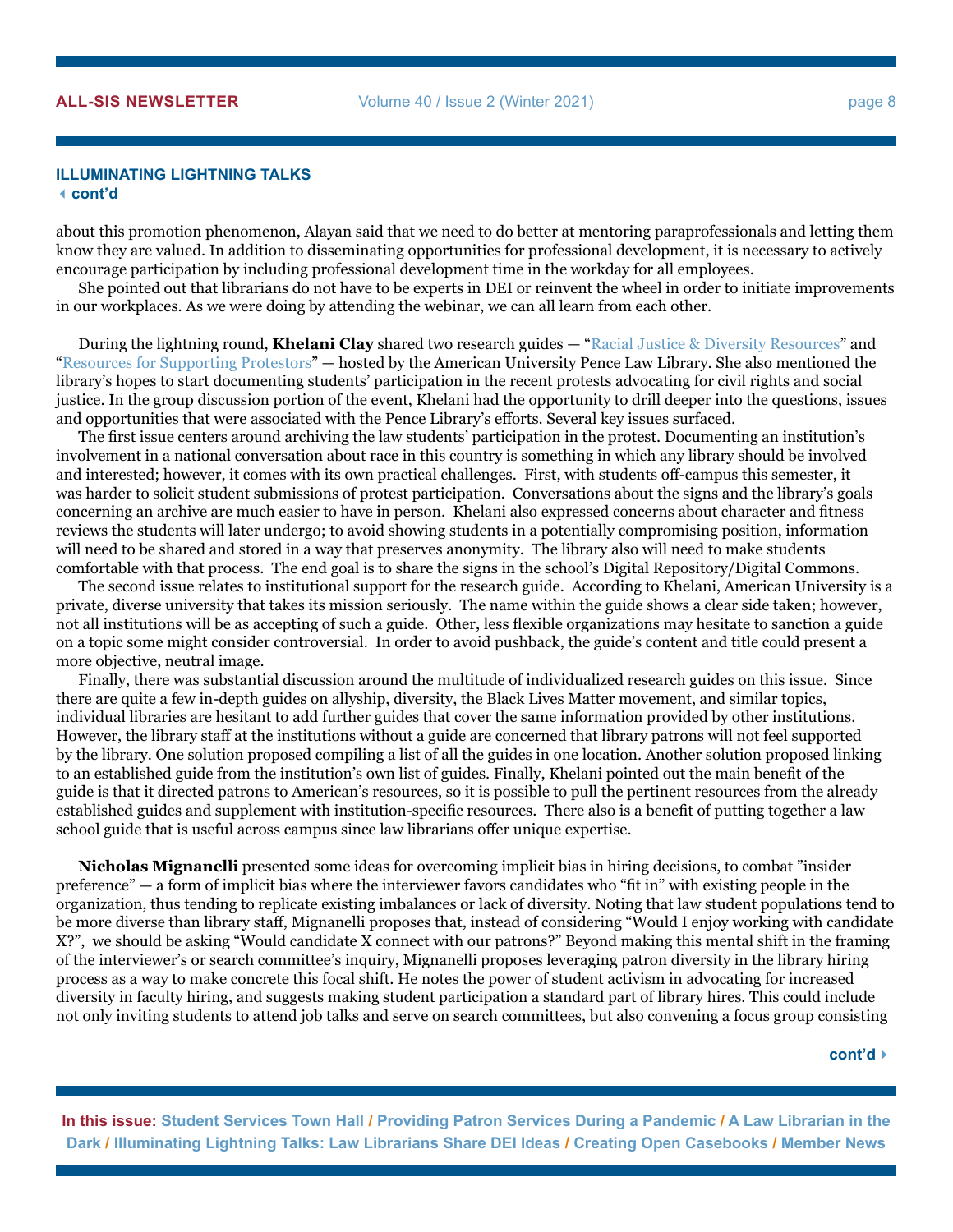## ILLUMINATING LIGHTNING TALKS

cont'd

about this promotion phenomenon, Alayan said that we need to do better at mentoring paraprofessionals and letting them know they are valued. In addition to disseminating opportunities for professional development, it is necessary to actively encourage participation by including professional development time in the workday for all employees.

She pointed out that librarians do not have to be experts in DEI or reinvent the wheel in order to initiate improvements in our workplaces. As we were doing by attending the webinar, we can all learn from each other.

During the lightning round, **Khelani Clay** shared two research guides — "Racial Justice & Diversity Resources" and "Resources for Supporting Protestors" — hosted by the American University Pence Law Library. She also mentioned the library's hopes to start documenting students' participation in the recent protests advocating for civil rights and social justice. In the group discussion portion of the event, Khelani had the opportunity to drill deeper into the questions, issues and opportunities that were associated with the Pence Library's efforts. Several key issues surfaced.

The first issue centers around archiving the law students' participation in the protest. Documenting an institution's involvement in a national conversation about race in this country is something in which any library should be involved and interested; however, it comes with its own practical challenges. First, with students off-campus this semester, it was harder to solicit student submissions of protest participation. Conversations about the signs and the library's goals concerning an archive are much easier to have in person. Khelani also expressed concerns about character and fitness reviews the students will later undergo; to avoid showing students in a potentially compromising position, information will need to be shared and stored in a way that preserves anonymity. The library also will need to make students comfortable with that process. The end goal is to share the signs in the school's Digital Repository/Digital Commons.

The second issue relates to institutional support for the research guide. According to Khelani, American University is a private, diverse university that takes its mission seriously. The name within the guide shows a clear side taken; however, not all institutions will be as accepting of such a guide. Other, less flexible organizations may hesitate to sanction a guide on a topic some might consider controversial. In order to avoid pushback, the guide's content and title could present a more objective, neutral image.

Finally, there was substantial discussion around the multitude of individualized research guides on this issue. Since there are quite a few in-depth guides on allyship, diversity, the Black Lives Matter movement, and similar topics, individual libraries are hesitant to add further guides that cover the same information provided by other institutions. However, the library staff at the institutions without a guide are concerned that library patrons will not feel supported by the library. One solution proposed compiling a list of all the guides in one location. Another solution proposed linking to an established guide from the institution's own list of guides. Finally, Khelani pointed out the main benefit of the guide is that it directed patrons to American's resources, so it is possible to pull the pertinent resources from the already established guides and supplement with institution-specific resources. There also is a benefit of putting together a law school guide that is useful across campus since law librarians offer unique expertise.

**Nicholas Mignanelli** presented some ideas for overcoming implicit bias in hiring decisions, to combat "insider preference" — a form of implicit bias where the interviewer favors candidates who "fit in" with existing people in the organization, thus tending to replicate existing imbalances or lack of diversity. Noting that law student populations tend to be more diverse than library staff, Mignanelli proposes that, instead of considering "Would I enjoy working with candidate X?", we should be asking "Would candidate X connect with our patrons?" Beyond making this mental shift in the framing of the interviewer's or search committee's inquiry, Mignanelli proposes leveraging patron diversity in the library hiring process as a way to make concrete this focal shift. He notes the power of student activism in advocating for increased diversity in faculty hiring, and suggests making student participation a standard part of library hires. This could include not only inviting students to attend job talks and serve on search committees, but also convening a focus group consisting

cont'd

**In this issue:** Student Services Town Hall / Providing Patron Services During a Pandemic / A Law Librarian in the Dark / Illuminating Lightning Talks: Law Librarians Share DEI Ideas / Creating Open Casebooks / Member News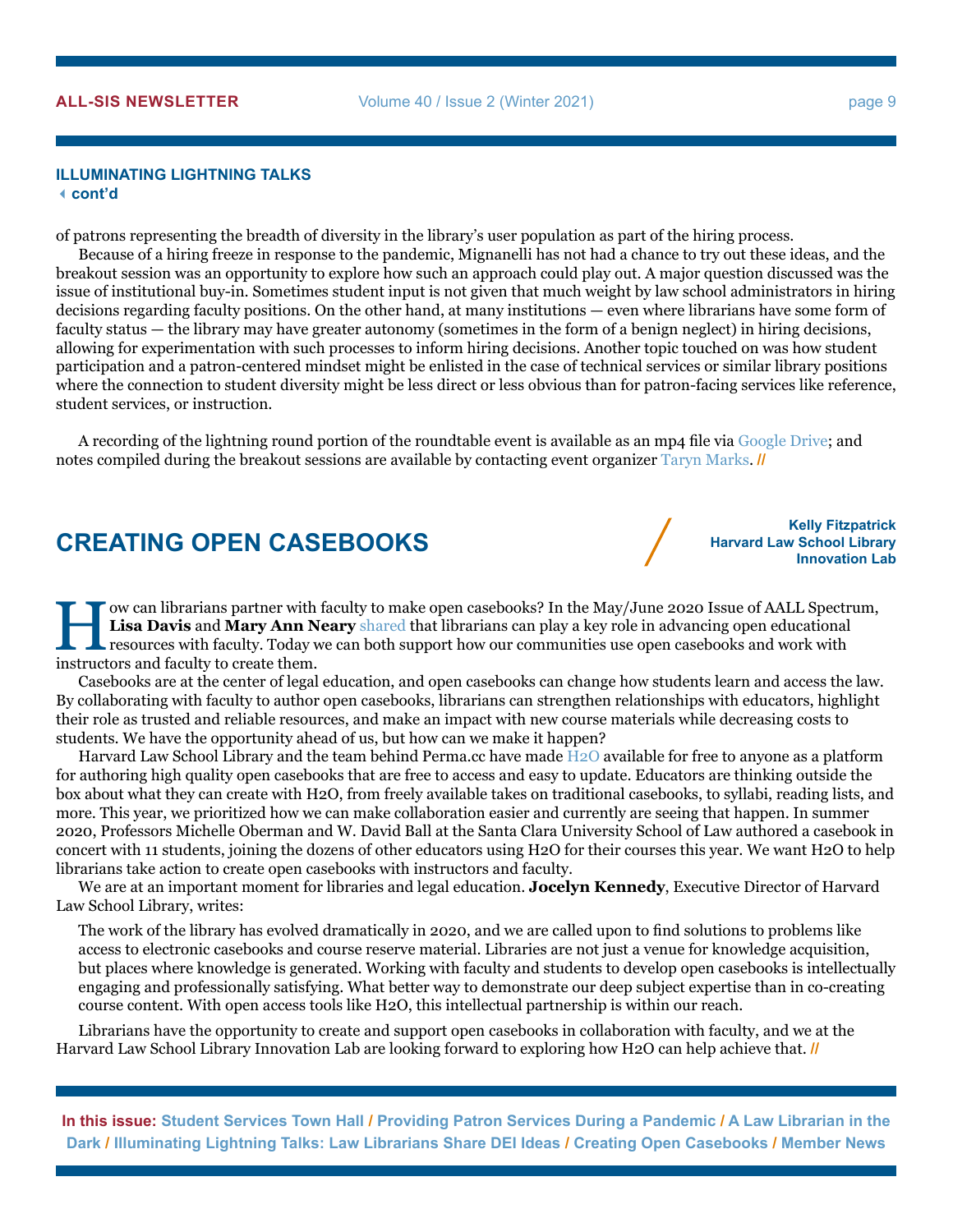### ILLUMINATING LIGHTNING TALKS
cont'd

of patrons representing the breadth of diversity in the library's user population as part of the hiring process.

Because of a hiring freeze in response to the pandemic, Mignanelli has not had a chance to try out these ideas, and the breakout session was an opportunity to explore how such an approach could play out. A major question discussed was the issue of institutional buy-in. Sometimes student input is not given that much weight by law school administrators in hiring decisions regarding faculty positions. On the other hand, at many institutions — even where librarians have some form of faculty status — the library may have greater autonomy (sometimes in the form of a benign neglect) in hiring decisions, allowing for experimentation with such processes to inform hiring decisions. Another topic touched on was how student participation and a patron-centered mindset might be enlisted in the case of technical services or similar library positions where the connection to student diversity might be less direct or less obvious than for patron-facing services like reference, student services, or instruction.

A recording of the lightning round portion of the roundtable event is available as an mp4 file via Google Drive; and notes compiled during the breakout sessions are available by contacting event organizer Taryn Marks. //

## CREATING OPEN CASEBOOKS

**Kelly Fitzpatrick**
**Harvard Law School Library Innovation Lab**

How can librarians partner with faculty to make open casebooks? In the May/June 2020 Issue of AALL Spectrum, **Lisa Davis** and **Mary Ann Neary** shared that librarians can play a key role in advancing open educational resources with faculty. Today we can both support how our communities use open casebooks and work with instructors and faculty to create them.

Casebooks are at the center of legal education, and open casebooks can change how students learn and access the law. By collaborating with faculty to author open casebooks, librarians can strengthen relationships with educators, highlight their role as trusted and reliable resources, and make an impact with new course materials while decreasing costs to students. We have the opportunity ahead of us, but how can we make it happen?

Harvard Law School Library and the team behind Perma.cc have made H2O available for free to anyone as a platform for authoring high quality open casebooks that are free to access and easy to update. Educators are thinking outside the box about what they can create with H2O, from freely available takes on traditional casebooks, to syllabi, reading lists, and more. This year, we prioritized how we can make collaboration easier and currently are seeing that happen. In summer 2020, Professors Michelle Oberman and W. David Ball at the Santa Clara University School of Law authored a casebook in concert with 11 students, joining the dozens of other educators using H2O for their courses this year. We want H2O to help librarians take action to create open casebooks with instructors and faculty.

We are at an important moment for libraries and legal education. **Jocelyn Kennedy**, Executive Director of Harvard Law School Library, writes:

> The work of the library has evolved dramatically in 2020, and we are called upon to find solutions to problems like access to electronic casebooks and course reserve material. Libraries are not just a venue for knowledge acquisition, but places where knowledge is generated. Working with faculty and students to develop open casebooks is intellectually engaging and professionally satisfying. What better way to demonstrate our deep subject expertise than in co-creating course content. With open access tools like H2O, this intellectual partnership is within our reach.

Librarians have the opportunity to create and support open casebooks in collaboration with faculty, and we at the Harvard Law School Library Innovation Lab are looking forward to exploring how H2O can help achieve that. //

**In this issue:** Student Services Town Hall / Providing Patron Services During a Pandemic / A Law Librarian in the Dark / Illuminating Lightning Talks: Law Librarians Share DEI Ideas / Creating Open Casebooks / Member News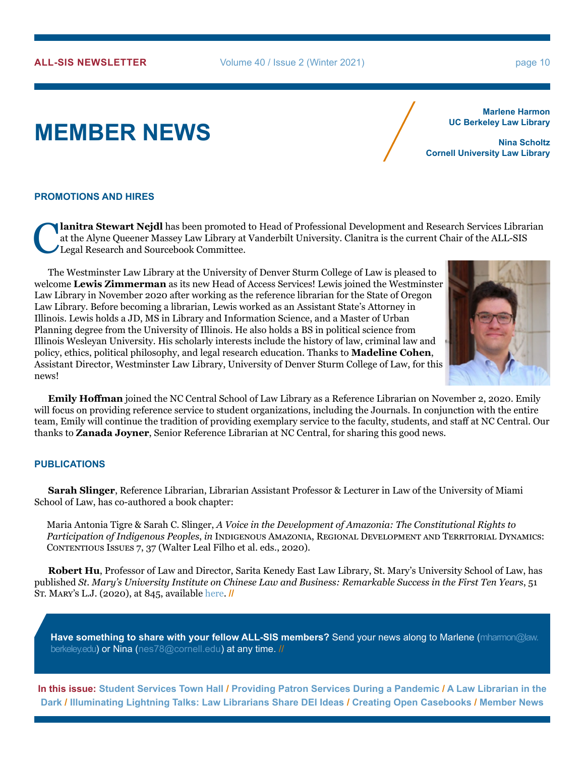# MEMBER NEWS

**Marlene Harmon**
**UC Berkeley Law Library**

**Nina Scholtz**
**Cornell University Law Library**

### PROMOTIONS AND HIRES

**Clanitra Stewart Nejdl** has been promoted to Head of Professional Development and Research Services Librarian at the Alyne Queener Massey Law Library at Vanderbilt University. Clanitra is the current Chair of the ALL-SIS Legal Research and Sourcebook Committee.

The Westminster Law Library at the University of Denver Sturm College of Law is pleased to welcome **Lewis Zimmerman** as its new Head of Access Services! Lewis joined the Westminster Law Library in November 2020 after working as the reference librarian for the State of Oregon Law Library. Before becoming a librarian, Lewis worked as an Assistant State's Attorney in Illinois. Lewis holds a JD, MS in Library and Information Science, and a Master of Urban Planning degree from the University of Illinois. He also holds a BS in political science from Illinois Wesleyan University. His scholarly interests include the history of law, criminal law and policy, ethics, political philosophy, and legal research education. Thanks to **Madeline Cohen**, Assistant Director, Westminster Law Library, University of Denver Sturm College of Law, for this news!

**Emily Hoffman** joined the NC Central School of Law Library as a Reference Librarian on November 2, 2020. Emily will focus on providing reference service to student organizations, including the Journals. In conjunction with the entire team, Emily will continue the tradition of providing exemplary service to the faculty, students, and staff at NC Central. Our thanks to **Zanada Joyner**, Senior Reference Librarian at NC Central, for sharing this good news.

### PUBLICATIONS

**Sarah Slinger**, Reference Librarian, Librarian Assistant Professor & Lecturer in Law of the University of Miami School of Law, has co-authored a book chapter:

> Maria Antonia Tigre & Sarah C. Slinger, *A Voice in the Development of Amazonia: The Constitutional Rights to Participation of Indigenous Peoples*, *in* Indigenous Amazonia, Regional Development and Territorial Dynamics: Contentious Issues 7, 37 (Walter Leal Filho et al. eds., 2020).

**Robert Hu**, Professor of Law and Director, Sarita Kenedy East Law Library, St. Mary's University School of Law, has published *St. Mary's University Institute on Chinese Law and Business: Remarkable Success in the First Ten Years*, 51 St. Mary's L.J. (2020), at 845, available here. //

**Have something to share with your fellow ALL-SIS members?** Send your news along to Marlene (mharmon@law.berkeley.edu) or Nina (nes78@cornell.edu) at any time. //

**In this issue:** Student Services Town Hall / Providing Patron Services During a Pandemic / A Law Librarian in the Dark / Illuminating Lightning Talks: Law Librarians Share DEI Ideas / Creating Open Casebooks / Member News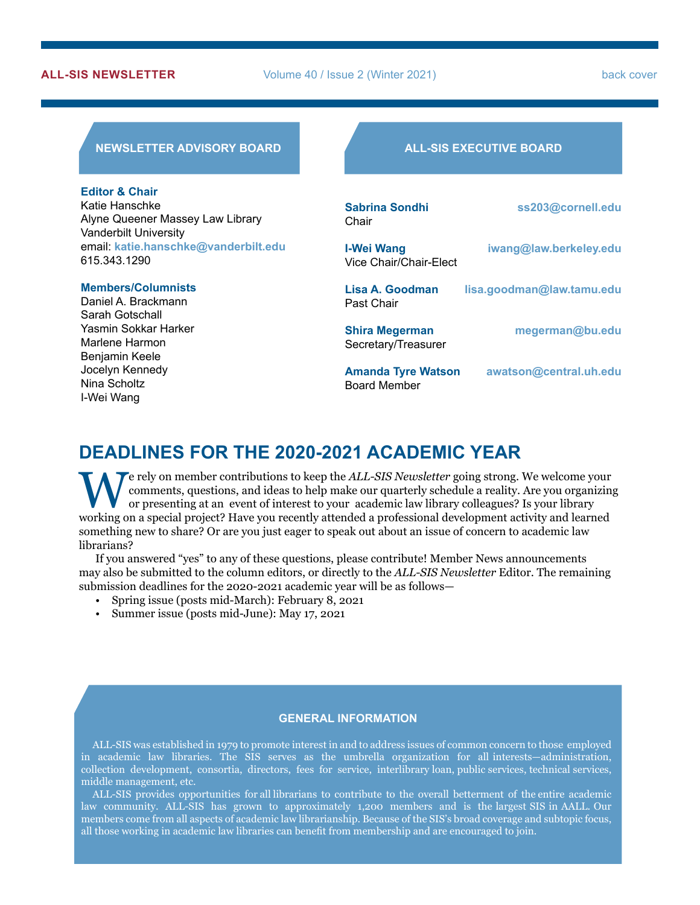## NEWSLETTER ADVISORY BOARD

**Editor & Chair**
Katie Hanschke
Alyne Queener Massey Law Library
Vanderbilt University
email: **katie.hanschke@vanderbilt.edu**
615.343.1290

**Members/Columnists**
Daniel A. Brackmann
Sarah Gotschall
Yasmin Sokkar Harker
Marlene Harmon
Benjamin Keele
Jocelyn Kennedy
Nina Scholtz
I-Wei Wang

## ALL-SIS EXECUTIVE BOARD

**Sabrina Sondhi** **ss203@cornell.edu**
Chair

**I-Wei Wang** **iwang@law.berkeley.edu**
Vice Chair/Chair-Elect

**Lisa A. Goodman** **lisa.goodman@law.tamu.edu**
Past Chair

**Shira Megerman** **megerman@bu.edu**
Secretary/Treasurer

**Amanda Tyre Watson** **awatson@central.uh.edu**
Board Member

# DEADLINES FOR THE 2020-2021 ACADEMIC YEAR

We rely on member contributions to keep the *ALL-SIS Newsletter* going strong. We welcome your comments, questions, and ideas to help make our quarterly schedule a reality. Are you organizing or presenting at an event of interest to your academic law library colleagues? Is your library working on a special project? Have you recently attended a professional development activity and learned something new to share? Or are you just eager to speak out about an issue of concern to academic law librarians?

If you answered "yes" to any of these questions, please contribute! Member News announcements may also be submitted to the column editors, or directly to the *ALL-SIS Newsletter* Editor. The remaining submission deadlines for the 2020-2021 academic year will be as follows—

- Spring issue (posts mid-March): February 8, 2021
- Summer issue (posts mid-June): May 17, 2021

## GENERAL INFORMATION

ALL-SIS was established in 1979 to promote interest in and to address issues of common concern to those employed in academic law libraries. The SIS serves as the umbrella organization for all interests—administration, collection development, consortia, directors, fees for service, interlibrary loan, public services, technical services, middle management, etc.

ALL-SIS provides opportunities for all librarians to contribute to the overall betterment of the entire academic law community. ALL-SIS has grown to approximately 1,200 members and is the largest SIS in AALL. Our members come from all aspects of academic law librarianship. Because of the SIS's broad coverage and subtopic focus, all those working in academic law libraries can benefit from membership and are encouraged to join.